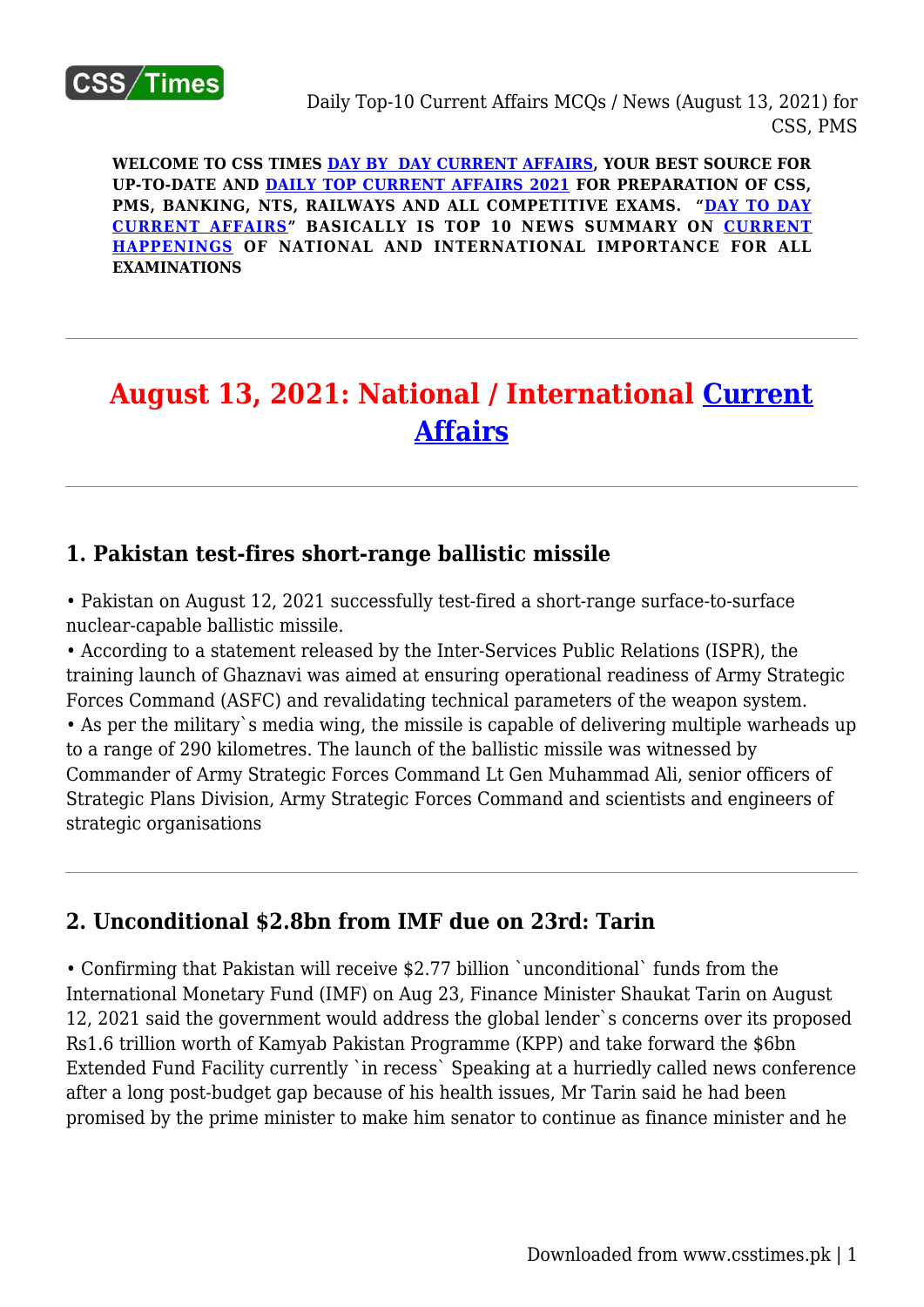**WELCOME TO CSS TIMES DAY BY DAY CURRENT AFFAIRS, YOUR BEST SOURCE FOR UP-TO-DATE AND DAILY TOP CURRENT AFFAIRS 2021 FOR PREPARATION OF CSS, PMS, BANKING, NTS, RAILWAYS AND ALL COMPETITIVE EXAMS. "DAY TO DAY CURRENT AFFAIRS" BASICALLY IS TOP 10 NEWS SUMMARY ON CURRENT HAPPENINGS OF NATIONAL AND INTERNATIONAL IMPORTANCE FOR ALL EXAMINATIONS**

---

# August 13, 2021: National / International Current Affairs

---

## 1. Pakistan test-fires short-range ballistic missile

• Pakistan on August 12, 2021 successfully test-fired a short-range surface-to-surface nuclear-capable ballistic missile.
• According to a statement released by the Inter-Services Public Relations (ISPR), the training launch of Ghaznavi was aimed at ensuring operational readiness of Army Strategic Forces Command (ASFC) and revalidating technical parameters of the weapon system.
• As per the military`s media wing, the missile is capable of delivering multiple warheads up to a range of 290 kilometres. The launch of the ballistic missile was witnessed by Commander of Army Strategic Forces Command Lt Gen Muhammad Ali, senior officers of Strategic Plans Division, Army Strategic Forces Command and scientists and engineers of strategic organisations

---

## 2. Unconditional $2.8bn from IMF due on 23rd: Tarin

• Confirming that Pakistan will receive $2.77 billion `unconditional` funds from the International Monetary Fund (IMF) on Aug 23, Finance Minister Shaukat Tarin on August 12, 2021 said the government would address the global lender`s concerns over its proposed Rs1.6 trillion worth of Kamyab Pakistan Programme (KPP) and take forward the $6bn Extended Fund Facility currently `in recess` Speaking at a hurriedly called news conference after a long post-budget gap because of his health issues, Mr Tarin said he had been promised by the prime minister to make him senator to continue as finance minister and he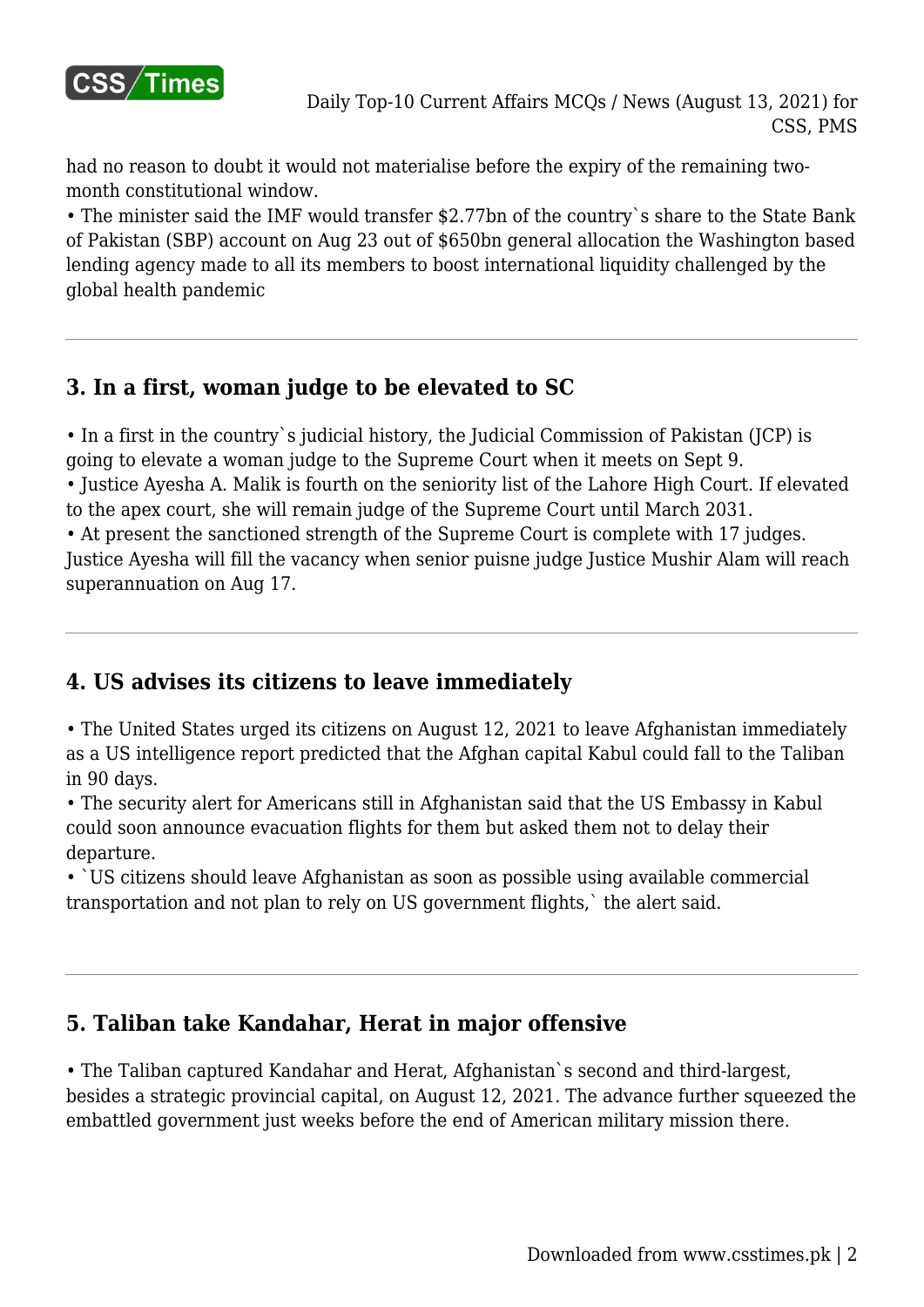had no reason to doubt it would not materialise before the expiry of the remaining two-month constitutional window.

• The minister said the IMF would transfer $2.77bn of the country`s share to the State Bank of Pakistan (SBP) account on Aug 23 out of $650bn general allocation the Washington based lending agency made to all its members to boost international liquidity challenged by the global health pandemic

---

### 3. In a first, woman judge to be elevated to SC

• In a first in the country`s judicial history, the Judicial Commission of Pakistan (JCP) is going to elevate a woman judge to the Supreme Court when it meets on Sept 9.

• Justice Ayesha A. Malik is fourth on the seniority list of the Lahore High Court. If elevated to the apex court, she will remain judge of the Supreme Court until March 2031.

• At present the sanctioned strength of the Supreme Court is complete with 17 judges. Justice Ayesha will fill the vacancy when senior puisne judge Justice Mushir Alam will reach superannuation on Aug 17.

---

### 4. US advises its citizens to leave immediately

• The United States urged its citizens on August 12, 2021 to leave Afghanistan immediately as a US intelligence report predicted that the Afghan capital Kabul could fall to the Taliban in 90 days.

• The security alert for Americans still in Afghanistan said that the US Embassy in Kabul could soon announce evacuation flights for them but asked them not to delay their departure.

• `US citizens should leave Afghanistan as soon as possible using available commercial transportation and not plan to rely on US government flights,` the alert said.

---

### 5. Taliban take Kandahar, Herat in major offensive

• The Taliban captured Kandahar and Herat, Afghanistan`s second and third-largest, besides a strategic provincial capital, on August 12, 2021. The advance further squeezed the embattled government just weeks before the end of American military mission there.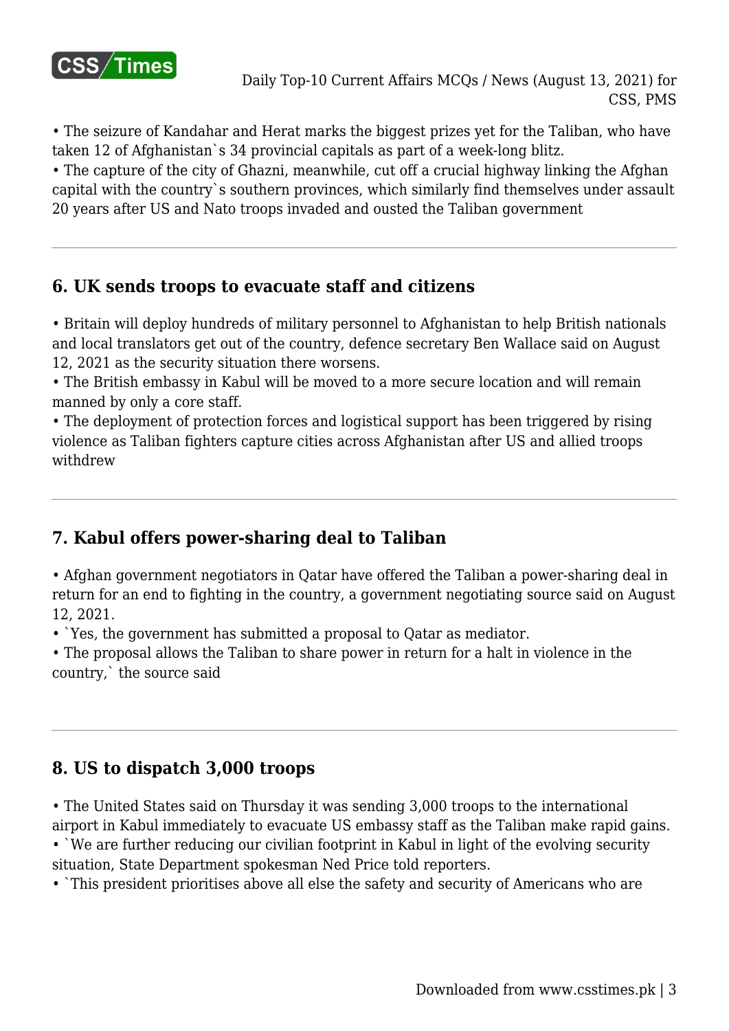• The seizure of Kandahar and Herat marks the biggest prizes yet for the Taliban, who have taken 12 of Afghanistan`s 34 provincial capitals as part of a week-long blitz.
• The capture of the city of Ghazni, meanwhile, cut off a crucial highway linking the Afghan capital with the country`s southern provinces, which similarly find themselves under assault 20 years after US and Nato troops invaded and ousted the Taliban government

---

## 6. UK sends troops to evacuate staff and citizens

• Britain will deploy hundreds of military personnel to Afghanistan to help British nationals and local translators get out of the country, defence secretary Ben Wallace said on August 12, 2021 as the security situation there worsens.
• The British embassy in Kabul will be moved to a more secure location and will remain manned by only a core staff.
• The deployment of protection forces and logistical support has been triggered by rising violence as Taliban fighters capture cities across Afghanistan after US and allied troops withdrew

---

## 7. Kabul offers power-sharing deal to Taliban

• Afghan government negotiators in Qatar have offered the Taliban a power-sharing deal in return for an end to fighting in the country, a government negotiating source said on August 12, 2021.
• `Yes, the government has submitted a proposal to Qatar as mediator.
• The proposal allows the Taliban to share power in return for a halt in violence in the country,` the source said

---

## 8. US to dispatch 3,000 troops

• The United States said on Thursday it was sending 3,000 troops to the international airport in Kabul immediately to evacuate US embassy staff as the Taliban make rapid gains.
• `We are further reducing our civilian footprint in Kabul in light of the evolving security situation, State Department spokesman Ned Price told reporters.
• `This president prioritises above all else the safety and security of Americans who are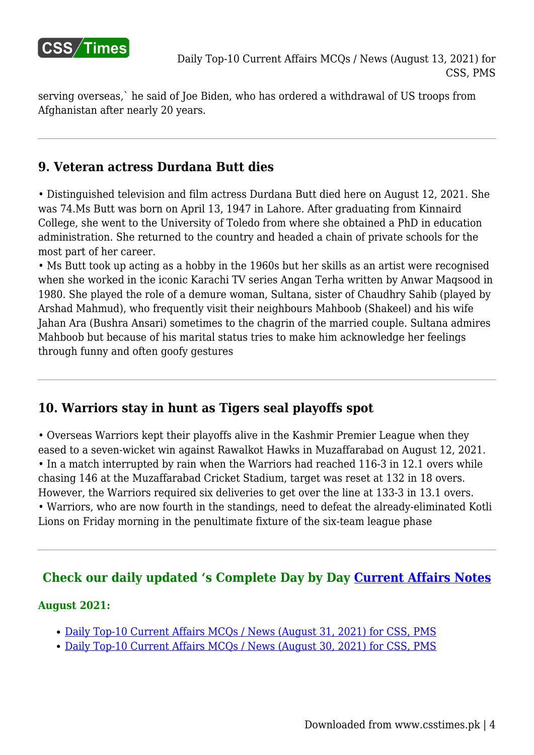serving overseas,` he said of Joe Biden, who has ordered a withdrawal of US troops from Afghanistan after nearly 20 years.

---

## 9. Veteran actress Durdana Butt dies

• Distinguished television and film actress Durdana Butt died here on August 12, 2021. She was 74.Ms Butt was born on April 13, 1947 in Lahore. After graduating from Kinnaird College, she went to the University of Toledo from where she obtained a PhD in education administration. She returned to the country and headed a chain of private schools for the most part of her career.
• Ms Butt took up acting as a hobby in the 1960s but her skills as an artist were recognised when she worked in the iconic Karachi TV series Angan Terha written by Anwar Maqsood in 1980. She played the role of a demure woman, Sultana, sister of Chaudhry Sahib (played by Arshad Mahmud), who frequently visit their neighbours Mahboob (Shakeel) and his wife Jahan Ara (Bushra Ansari) sometimes to the chagrin of the married couple. Sultana admires Mahboob but because of his marital status tries to make him acknowledge her feelings through funny and often goofy gestures

---

## 10. Warriors stay in hunt as Tigers seal playoffs spot

• Overseas Warriors kept their playoffs alive in the Kashmir Premier League when they eased to a seven-wicket win against Rawalkot Hawks in Muzaffarabad on August 12, 2021.
• In a match interrupted by rain when the Warriors had reached 116-3 in 12.1 overs while chasing 146 at the Muzaffarabad Cricket Stadium, target was reset at 132 in 18 overs. However, the Warriors required six deliveries to get over the line at 133-3 in 13.1 overs.
• Warriors, who are now fourth in the standings, need to defeat the already-eliminated Kotli Lions on Friday morning in the penultimate fixture of the six-team league phase

---

### Check our daily updated 's Complete Day by Day Current Affairs Notes

**August 2021:**

- Daily Top-10 Current Affairs MCQs / News (August 31, 2021) for CSS, PMS
- Daily Top-10 Current Affairs MCQs / News (August 30, 2021) for CSS, PMS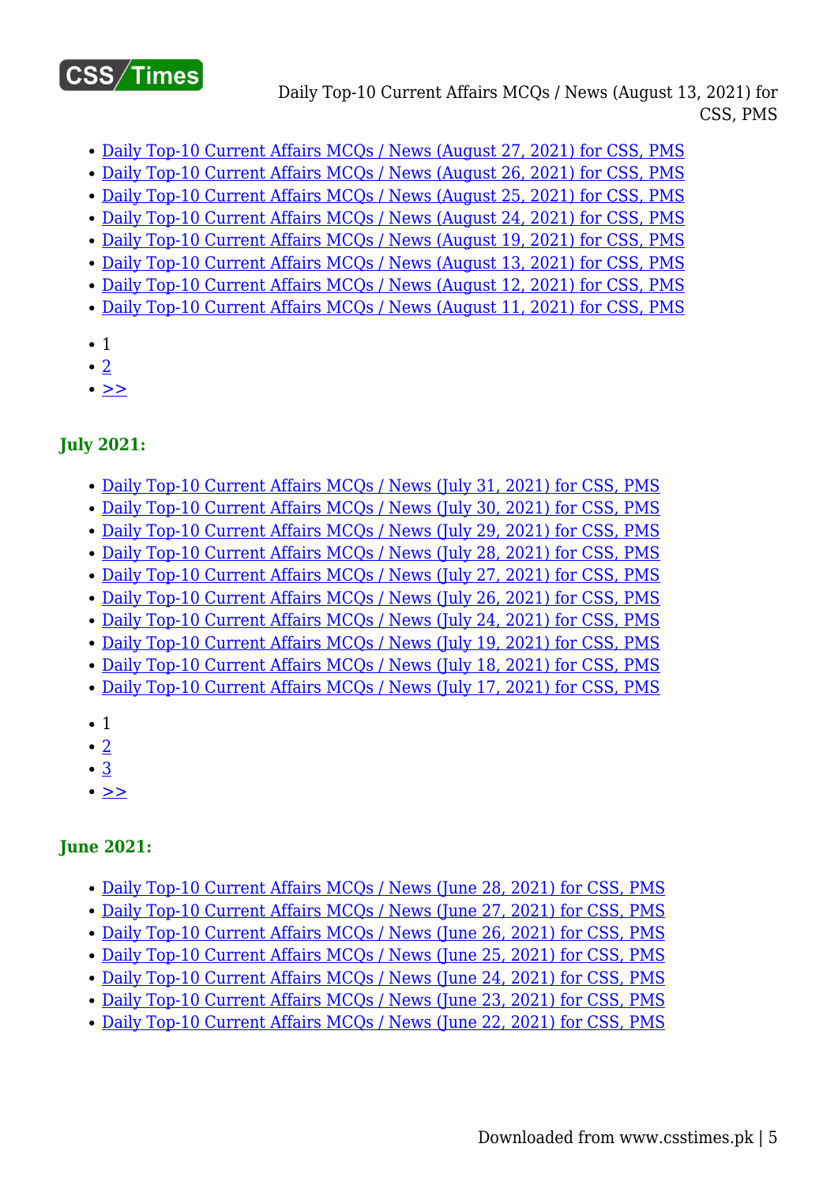- Daily Top-10 Current Affairs MCQs / News (August 27, 2021) for CSS, PMS
- Daily Top-10 Current Affairs MCQs / News (August 26, 2021) for CSS, PMS
- Daily Top-10 Current Affairs MCQs / News (August 25, 2021) for CSS, PMS
- Daily Top-10 Current Affairs MCQs / News (August 24, 2021) for CSS, PMS
- Daily Top-10 Current Affairs MCQs / News (August 19, 2021) for CSS, PMS
- Daily Top-10 Current Affairs MCQs / News (August 13, 2021) for CSS, PMS
- Daily Top-10 Current Affairs MCQs / News (August 12, 2021) for CSS, PMS
- Daily Top-10 Current Affairs MCQs / News (August 11, 2021) for CSS, PMS

- 1
- 2
- >>

### July 2021:

- Daily Top-10 Current Affairs MCQs / News (July 31, 2021) for CSS, PMS
- Daily Top-10 Current Affairs MCQs / News (July 30, 2021) for CSS, PMS
- Daily Top-10 Current Affairs MCQs / News (July 29, 2021) for CSS, PMS
- Daily Top-10 Current Affairs MCQs / News (July 28, 2021) for CSS, PMS
- Daily Top-10 Current Affairs MCQs / News (July 27, 2021) for CSS, PMS
- Daily Top-10 Current Affairs MCQs / News (July 26, 2021) for CSS, PMS
- Daily Top-10 Current Affairs MCQs / News (July 24, 2021) for CSS, PMS
- Daily Top-10 Current Affairs MCQs / News (July 19, 2021) for CSS, PMS
- Daily Top-10 Current Affairs MCQs / News (July 18, 2021) for CSS, PMS
- Daily Top-10 Current Affairs MCQs / News (July 17, 2021) for CSS, PMS

- 1
- 2
- 3
- >>

### June 2021:

- Daily Top-10 Current Affairs MCQs / News (June 28, 2021) for CSS, PMS
- Daily Top-10 Current Affairs MCQs / News (June 27, 2021) for CSS, PMS
- Daily Top-10 Current Affairs MCQs / News (June 26, 2021) for CSS, PMS
- Daily Top-10 Current Affairs MCQs / News (June 25, 2021) for CSS, PMS
- Daily Top-10 Current Affairs MCQs / News (June 24, 2021) for CSS, PMS
- Daily Top-10 Current Affairs MCQs / News (June 23, 2021) for CSS, PMS
- Daily Top-10 Current Affairs MCQs / News (June 22, 2021) for CSS, PMS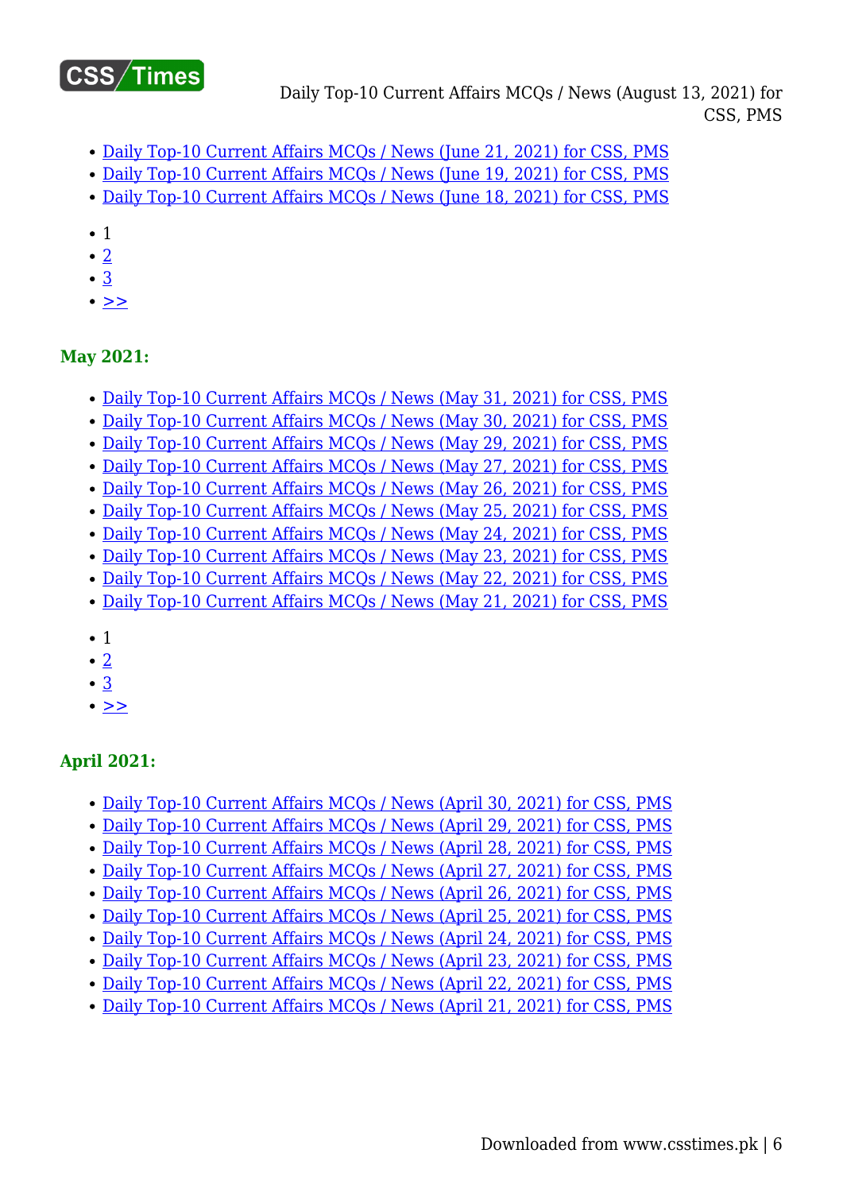- Daily Top-10 Current Affairs MCQs / News (June 21, 2021) for CSS, PMS
- Daily Top-10 Current Affairs MCQs / News (June 19, 2021) for CSS, PMS
- Daily Top-10 Current Affairs MCQs / News (June 18, 2021) for CSS, PMS

- 1
- 2
- 3
- >>

### May 2021:

- Daily Top-10 Current Affairs MCQs / News (May 31, 2021) for CSS, PMS
- Daily Top-10 Current Affairs MCQs / News (May 30, 2021) for CSS, PMS
- Daily Top-10 Current Affairs MCQs / News (May 29, 2021) for CSS, PMS
- Daily Top-10 Current Affairs MCQs / News (May 27, 2021) for CSS, PMS
- Daily Top-10 Current Affairs MCQs / News (May 26, 2021) for CSS, PMS
- Daily Top-10 Current Affairs MCQs / News (May 25, 2021) for CSS, PMS
- Daily Top-10 Current Affairs MCQs / News (May 24, 2021) for CSS, PMS
- Daily Top-10 Current Affairs MCQs / News (May 23, 2021) for CSS, PMS
- Daily Top-10 Current Affairs MCQs / News (May 22, 2021) for CSS, PMS
- Daily Top-10 Current Affairs MCQs / News (May 21, 2021) for CSS, PMS

- 1
- 2
- 3
- >>

### April 2021:

- Daily Top-10 Current Affairs MCQs / News (April 30, 2021) for CSS, PMS
- Daily Top-10 Current Affairs MCQs / News (April 29, 2021) for CSS, PMS
- Daily Top-10 Current Affairs MCQs / News (April 28, 2021) for CSS, PMS
- Daily Top-10 Current Affairs MCQs / News (April 27, 2021) for CSS, PMS
- Daily Top-10 Current Affairs MCQs / News (April 26, 2021) for CSS, PMS
- Daily Top-10 Current Affairs MCQs / News (April 25, 2021) for CSS, PMS
- Daily Top-10 Current Affairs MCQs / News (April 24, 2021) for CSS, PMS
- Daily Top-10 Current Affairs MCQs / News (April 23, 2021) for CSS, PMS
- Daily Top-10 Current Affairs MCQs / News (April 22, 2021) for CSS, PMS
- Daily Top-10 Current Affairs MCQs / News (April 21, 2021) for CSS, PMS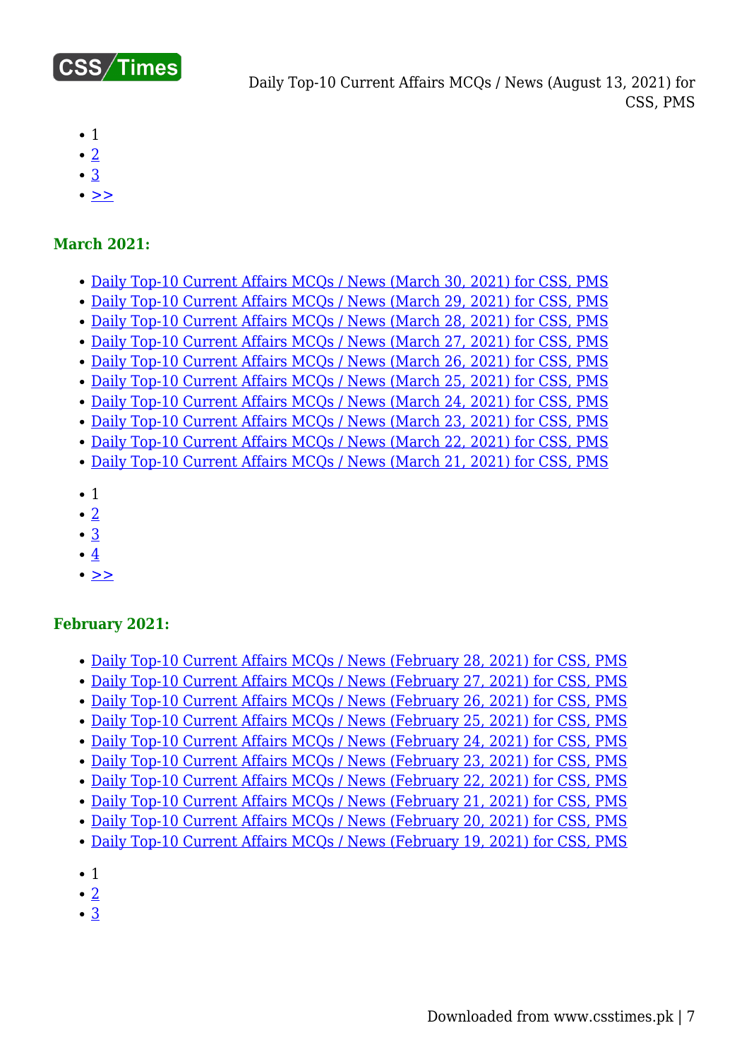- 1
- 2
- 3
- >>

### March 2021:

- Daily Top-10 Current Affairs MCQs / News (March 30, 2021) for CSS, PMS
- Daily Top-10 Current Affairs MCQs / News (March 29, 2021) for CSS, PMS
- Daily Top-10 Current Affairs MCQs / News (March 28, 2021) for CSS, PMS
- Daily Top-10 Current Affairs MCQs / News (March 27, 2021) for CSS, PMS
- Daily Top-10 Current Affairs MCQs / News (March 26, 2021) for CSS, PMS
- Daily Top-10 Current Affairs MCQs / News (March 25, 2021) for CSS, PMS
- Daily Top-10 Current Affairs MCQs / News (March 24, 2021) for CSS, PMS
- Daily Top-10 Current Affairs MCQs / News (March 23, 2021) for CSS, PMS
- Daily Top-10 Current Affairs MCQs / News (March 22, 2021) for CSS, PMS
- Daily Top-10 Current Affairs MCQs / News (March 21, 2021) for CSS, PMS

- 1
- 2
- 3
- 4
- >>

### February 2021:

- Daily Top-10 Current Affairs MCQs / News (February 28, 2021) for CSS, PMS
- Daily Top-10 Current Affairs MCQs / News (February 27, 2021) for CSS, PMS
- Daily Top-10 Current Affairs MCQs / News (February 26, 2021) for CSS, PMS
- Daily Top-10 Current Affairs MCQs / News (February 25, 2021) for CSS, PMS
- Daily Top-10 Current Affairs MCQs / News (February 24, 2021) for CSS, PMS
- Daily Top-10 Current Affairs MCQs / News (February 23, 2021) for CSS, PMS
- Daily Top-10 Current Affairs MCQs / News (February 22, 2021) for CSS, PMS
- Daily Top-10 Current Affairs MCQs / News (February 21, 2021) for CSS, PMS
- Daily Top-10 Current Affairs MCQs / News (February 20, 2021) for CSS, PMS
- Daily Top-10 Current Affairs MCQs / News (February 19, 2021) for CSS, PMS

- 1
- 2
- 3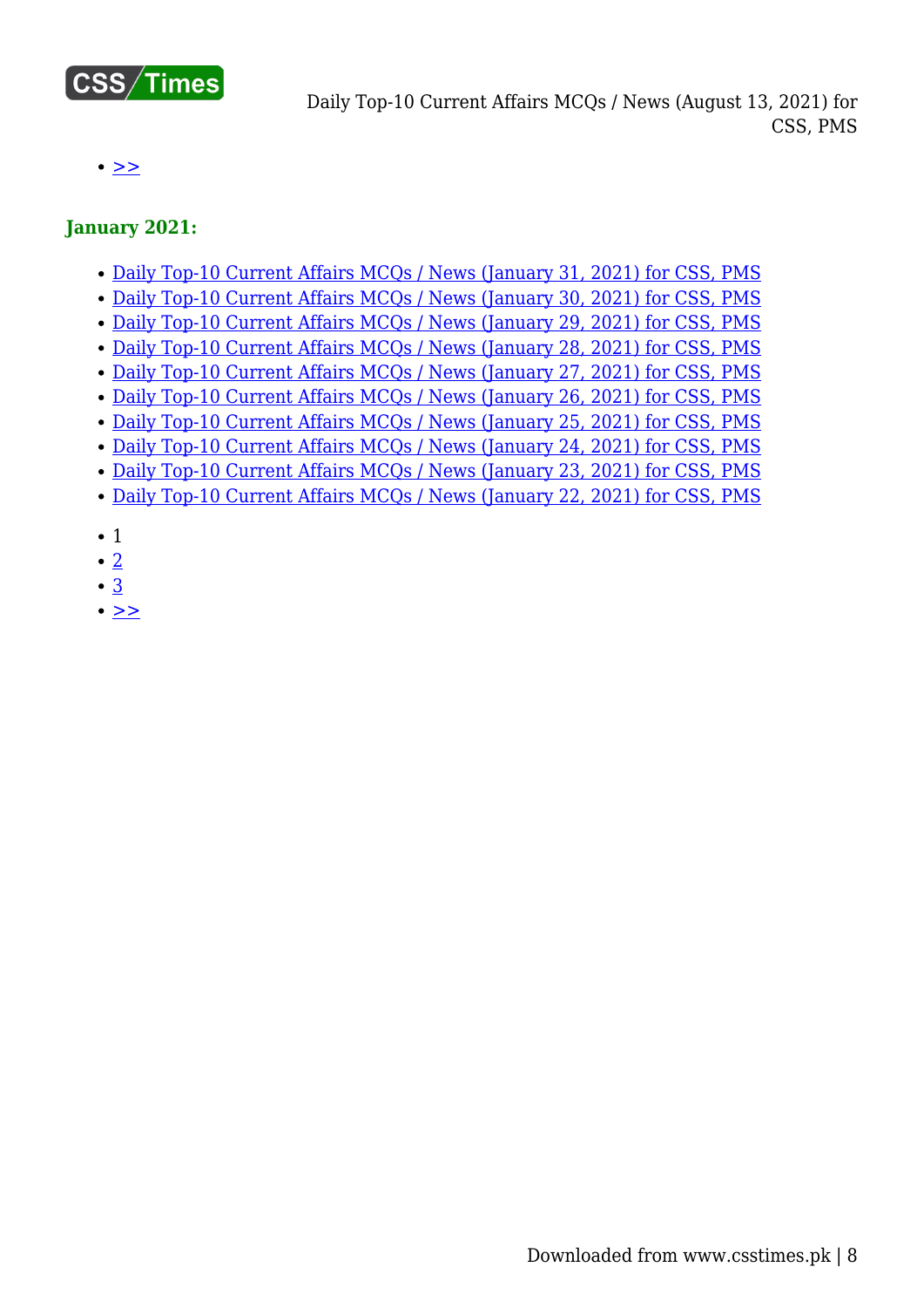- >>

### January 2021:

- Daily Top-10 Current Affairs MCQs / News (January 31, 2021) for CSS, PMS
- Daily Top-10 Current Affairs MCQs / News (January 30, 2021) for CSS, PMS
- Daily Top-10 Current Affairs MCQs / News (January 29, 2021) for CSS, PMS
- Daily Top-10 Current Affairs MCQs / News (January 28, 2021) for CSS, PMS
- Daily Top-10 Current Affairs MCQs / News (January 27, 2021) for CSS, PMS
- Daily Top-10 Current Affairs MCQs / News (January 26, 2021) for CSS, PMS
- Daily Top-10 Current Affairs MCQs / News (January 25, 2021) for CSS, PMS
- Daily Top-10 Current Affairs MCQs / News (January 24, 2021) for CSS, PMS
- Daily Top-10 Current Affairs MCQs / News (January 23, 2021) for CSS, PMS
- Daily Top-10 Current Affairs MCQs / News (January 22, 2021) for CSS, PMS

- 1
- 2
- 3
- >>